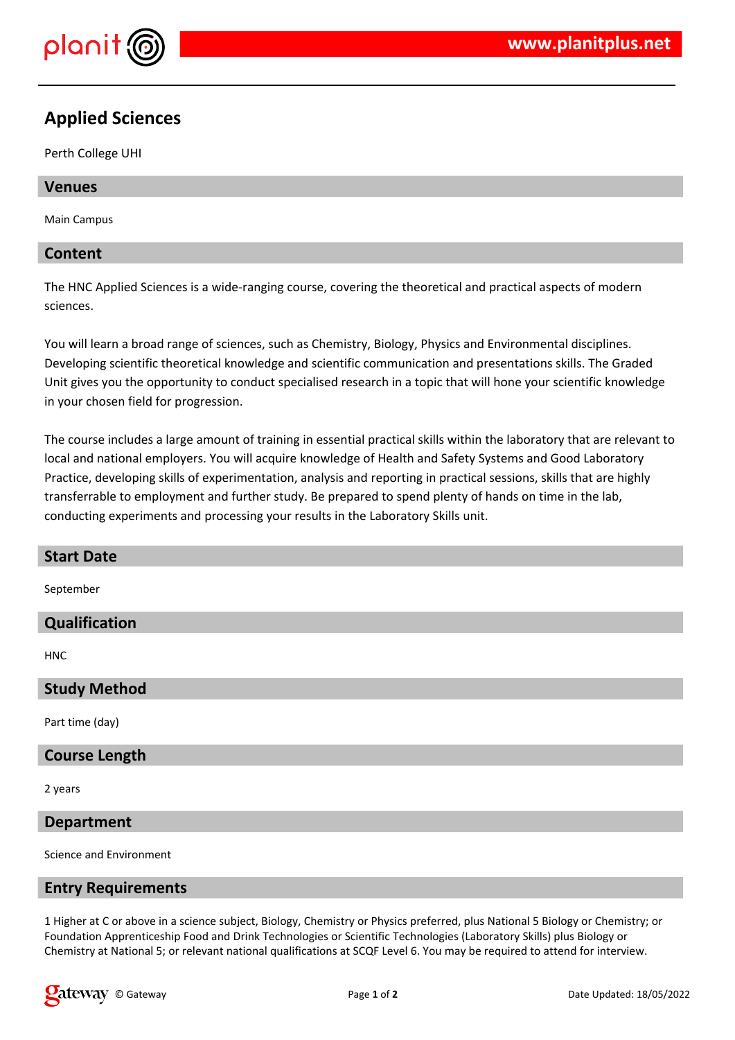# Applied Sciences

Perth College UHI

## Venues

Main Campus

## Content

The HNC Applied Sciences is a wide-ranging course, covering the theoretical and practical aspects of modern sciences.

You will learn a broad range of sciences, such as Chemistry, Biology, Physics and Environmental disciplines. Developing scientific theoretical knowledge and scientific communication and presentations skills. The Graded Unit gives you the opportunity to conduct specialised research in a topic that will hone your scientific knowledge in your chosen field for progression.

The course includes a large amount of training in essential practical skills within the laboratory that are relevant to local and national employers. You will acquire knowledge of Health and Safety Systems and Good Laboratory Practice, developing skills of experimentation, analysis and reporting in practical sessions, skills that are highly transferrable to employment and further study. Be prepared to spend plenty of hands on time in the lab, conducting experiments and processing your results in the Laboratory Skills unit.

## Start Date

September

## Qualification

HNC

## Study Method

Part time (day)

## Course Length

2 years

## Department

Science and Environment

## Entry Requirements

1 Higher at C or above in a science subject, Biology, Chemistry or Physics preferred, plus National 5 Biology or Chemistry; or Foundation Apprenticeship Food and Drink Technologies or Scientific Technologies (Laboratory Skills) plus Biology or Chemistry at National 5; or relevant national qualifications at SCQF Level 6. You may be required to attend for interview.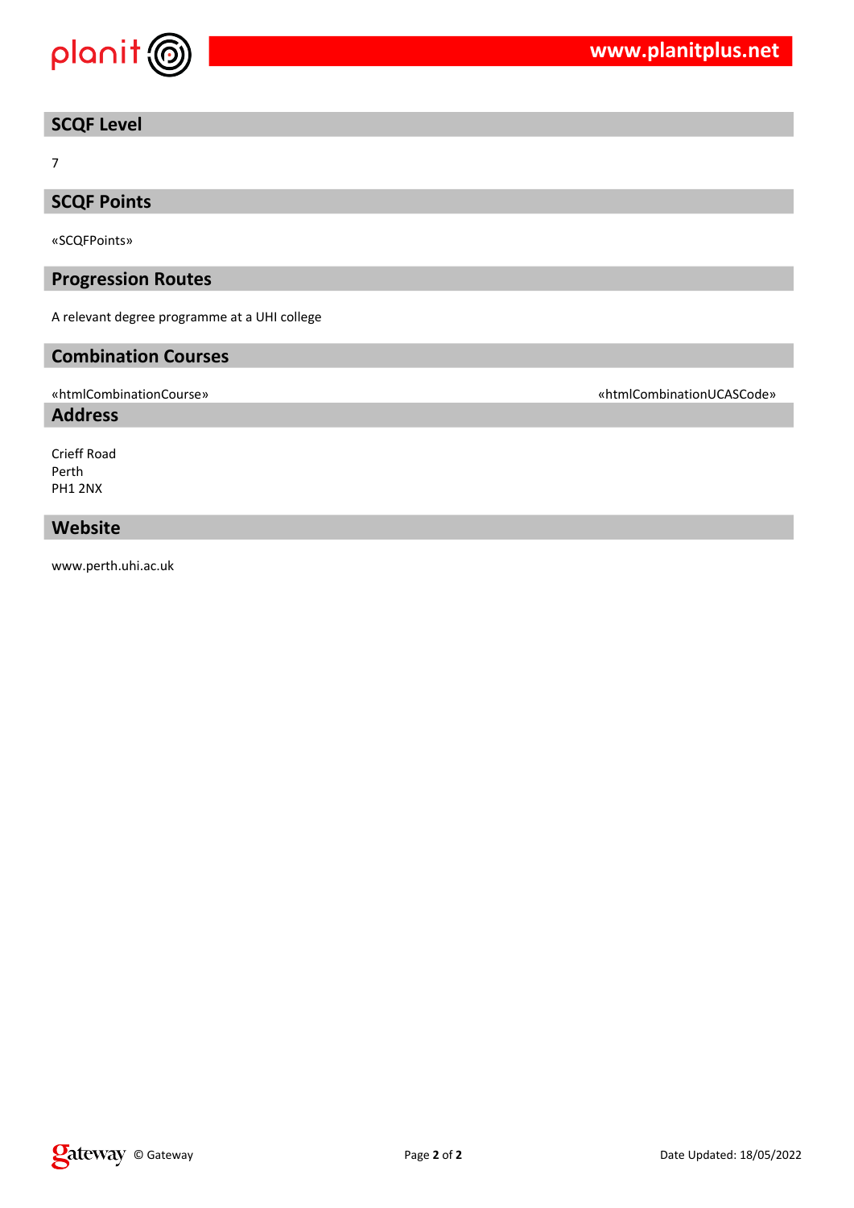## SCQF Level

7

## SCQF Points

«SCQFPoints»

## Progression Routes

A relevant degree programme at a UHI college

## Combination Courses

«htmlCombinationCourse» «htmlCombinationUCASCode»

## Address

Crieff Road
Perth
PH1 2NX

## Website

www.perth.uhi.ac.uk